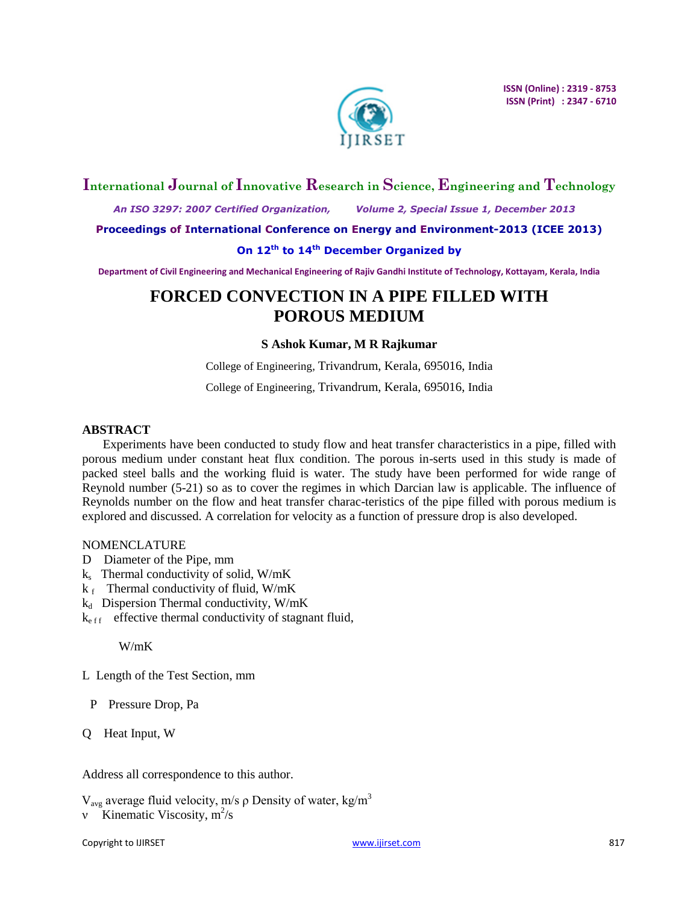# FORCED CONVECTION IN A PIPE FILLED WITH POROUS MEDIUM

**S Ashok Kumar, M R Rajkumar**

College of Engineering, Trivandrum, Kerala, 695016, India

College of Engineering, Trivandrum, Kerala, 695016, India

## ABSTRACT

Experiments have been conducted to study flow and heat transfer characteristics in a pipe, filled with porous medium under constant heat flux condition. The porous in-serts used in this study is made of packed steel balls and the working fluid is water. The study have been performed for wide range of Reynold number (5-21) so as to cover the regimes in which Darcian law is applicable. The influence of Reynolds number on the flow and heat transfer charac-teristics of the pipe filled with porous medium is explored and discussed. A correlation for velocity as a function of pressure drop is also developed.

NOMENCLATURE

D Diameter of the Pipe, mm

$k_s$ Thermal conductivity of solid, W/mK

$k_f$ Thermal conductivity of fluid, W/mK

$k_d$ Dispersion Thermal conductivity, W/mK

$k_{eff}$ effective thermal conductivity of stagnant fluid, W/mK

L Length of the Test Section, mm

P Pressure Drop, Pa

Q Heat Input, W

Address all correspondence to this author.

$V_{avg}$ average fluid velocity, m/s $\rho$ Density of water, kg/m$^3$

$\nu$ Kinematic Viscosity, m$^2$/s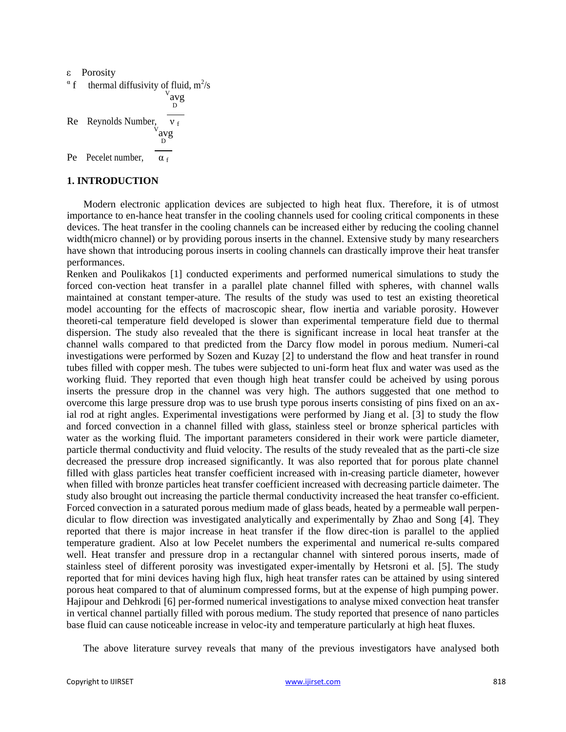$\varepsilon$ Porosity

$\alpha_f$ thermal diffusivity of fluid, $m^2/s$

Re Reynolds Number, $\frac{V_{avg} D}{\nu_f}$

Pe Pecelet number, $\frac{V_{avg} D}{\alpha_f}$

## 1. INTRODUCTION

Modern electronic application devices are subjected to high heat flux. Therefore, it is of utmost importance to en-hance heat transfer in the cooling channels used for cooling critical components in these devices. The heat transfer in the cooling channels can be increased either by reducing the cooling channel width(micro channel) or by providing porous inserts in the channel. Extensive study by many researchers have shown that introducing porous inserts in cooling channels can drastically improve their heat transfer performances.

Renken and Poulikakos [1] conducted experiments and performed numerical simulations to study the forced con-vection heat transfer in a parallel plate channel filled with spheres, with channel walls maintained at constant temper-ature. The results of the study was used to test an existing theoretical model accounting for the effects of macroscopic shear, flow inertia and variable porosity. However theoreti-cal temperature field developed is slower than experimental temperature field due to thermal dispersion. The study also revealed that the there is significant increase in local heat transfer at the channel walls compared to that predicted from the Darcy flow model in porous medium. Numeri-cal investigations were performed by Sozen and Kuzay [2] to understand the flow and heat transfer in round tubes filled with copper mesh. The tubes were subjected to uni-form heat flux and water was used as the working fluid. They reported that even though high heat transfer could be acheived by using porous inserts the pressure drop in the channel was very high. The authors suggested that one method to overcome this large pressure drop was to use brush type porous inserts consisting of pins fixed on an ax-ial rod at right angles. Experimental investigations were performed by Jiang et al. [3] to study the flow and forced convection in a channel filled with glass, stainless steel or bronze spherical particles with water as the working fluid. The important parameters considered in their work were particle diameter, particle thermal conductivity and fluid velocity. The results of the study revealed that as the parti-cle size decreased the pressure drop increased significantly. It was also reported that for porous plate channel filled with glass particles heat transfer coefficient increased with in-creasing particle diameter, however when filled with bronze particles heat transfer coefficient increased with decreasing particle daimeter. The study also brought out increasing the particle thermal conductivity increased the heat transfer co-efficient. Forced convection in a saturated porous medium made of glass beads, heated by a permeable wall perpen-dicular to flow direction was investigated analytically and experimentally by Zhao and Song [4]. They reported that there is major increase in heat transfer if the flow direc-tion is parallel to the applied temperature gradient. Also at low Pecelet numbers the experimental and numerical re-sults compared well. Heat transfer and pressure drop in a rectangular channel with sintered porous inserts, made of stainless steel of different porosity was investigated exper-imentally by Hetsroni et al. [5]. The study reported that for mini devices having high flux, high heat transfer rates can be attained by using sintered porous heat compared to that of aluminum compressed forms, but at the expense of high pumping power. Hajipour and Dehkrodi [6] per-formed numerical investigations to analyse mixed convection heat transfer in vertical channel partially filled with porous medium. The study reported that presence of nano particles base fluid can cause noticeable increase in veloc-ity and temperature particularly at high heat fluxes.

The above literature survey reveals that many of the previous investigators have analysed both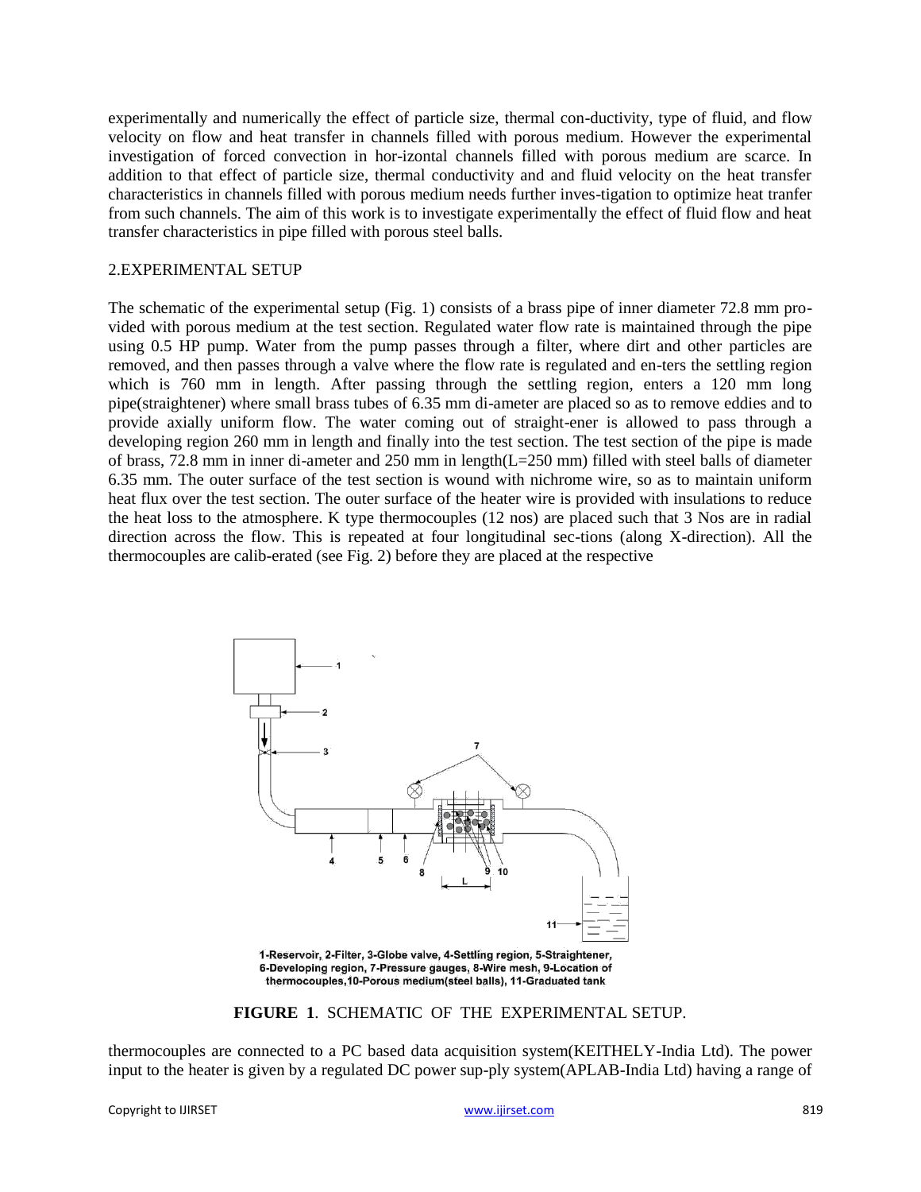experimentally and numerically the effect of particle size, thermal con-ductivity, type of fluid, and flow velocity on flow and heat transfer in channels filled with porous medium. However the experimental investigation of forced convection in hor-izontal channels filled with porous medium are scarce. In addition to that effect of particle size, thermal conductivity and and fluid velocity on the heat transfer characteristics in channels filled with porous medium needs further inves-tigation to optimize heat tranfer from such channels. The aim of this work is to investigate experimentally the effect of fluid flow and heat transfer characteristics in pipe filled with porous steel balls.

## 2.EXPERIMENTAL SETUP

The schematic of the experimental setup (Fig. 1) consists of a brass pipe of inner diameter 72.8 mm pro-vided with porous medium at the test section. Regulated water flow rate is maintained through the pipe using 0.5 HP pump. Water from the pump passes through a filter, where dirt and other particles are removed, and then passes through a valve where the flow rate is regulated and en-ters the settling region which is 760 mm in length. After passing through the settling region, enters a 120 mm long pipe(straightener) where small brass tubes of 6.35 mm di-ameter are placed so as to remove eddies and to provide axially uniform flow. The water coming out of straight-ener is allowed to pass through a developing region 260 mm in length and finally into the test section. The test section of the pipe is made of brass, 72.8 mm in inner di-ameter and 250 mm in length(L=250 mm) filled with steel balls of diameter 6.35 mm. The outer surface of the test section is wound with nichrome wire, so as to maintain uniform heat flux over the test section. The outer surface of the heater wire is provided with insulations to reduce the heat loss to the atmosphere. K type thermocouples (12 nos) are placed such that 3 Nos are in radial direction across the flow. This is repeated at four longitudinal sec-tions (along X-direction). All the thermocouples are calib-erated (see Fig. 2) before they are placed at the respective

1-Reservoir, 2-Filter, 3-Globe valve, 4-Settling region, 5-Straightener, 6-Developing region, 7-Pressure gauges, 8-Wire mesh, 9-Location of thermocouples,10-Porous medium(steel balls), 11-Graduated tank

**FIGURE 1**. SCHEMATIC OF THE EXPERIMENTAL SETUP.

thermocouples are connected to a PC based data acquisition system(KEITHELY-India Ltd). The power input to the heater is given by a regulated DC power sup-ply system(APLAB-India Ltd) having a range of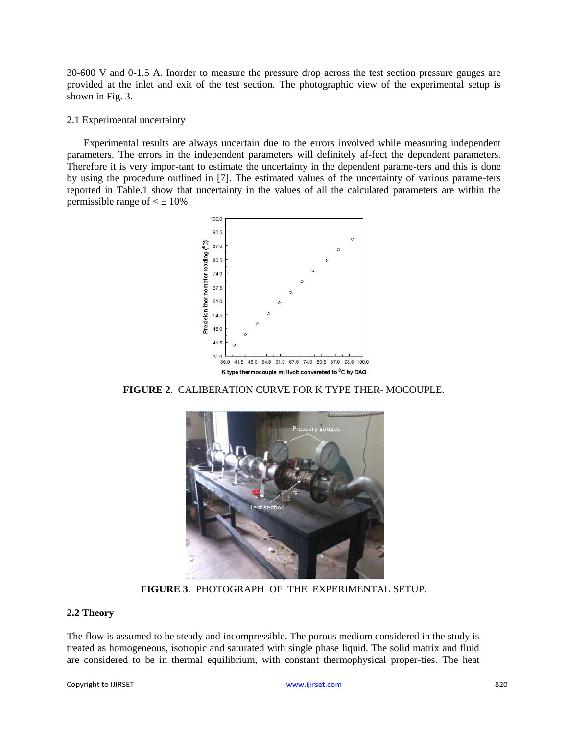30-600 V and 0-1.5 A. Inorder to measure the pressure drop across the test section pressure gauges are provided at the inlet and exit of the test section. The photographic view of the experimental setup is shown in Fig. 3.

2.1 Experimental uncertainty

Experimental results are always uncertain due to the errors involved while measuring independent parameters. The errors in the independent parameters will definitely af-fect the dependent parameters. Therefore it is very impor-tant to estimate the uncertainty in the dependent parame-ters and this is done by using the procedure outlined in [7]. The estimated values of the uncertainty of various parame-ters reported in Table.1 show that uncertainty in the values of all the calculated parameters are within the permissible range of $< \pm 10\%$.

**FIGURE 2**. CALIBERATION CURVE FOR K TYPE THER- MOCOUPLE.

**FIGURE 3**. PHOTOGRAPH OF THE EXPERIMENTAL SETUP.

### 2.2 Theory

The flow is assumed to be steady and incompressible. The porous medium considered in the study is treated as homogeneous, isotropic and saturated with single phase liquid. The solid matrix and fluid are considered to be in thermal equilibrium, with constant thermophysical proper-ties. The heat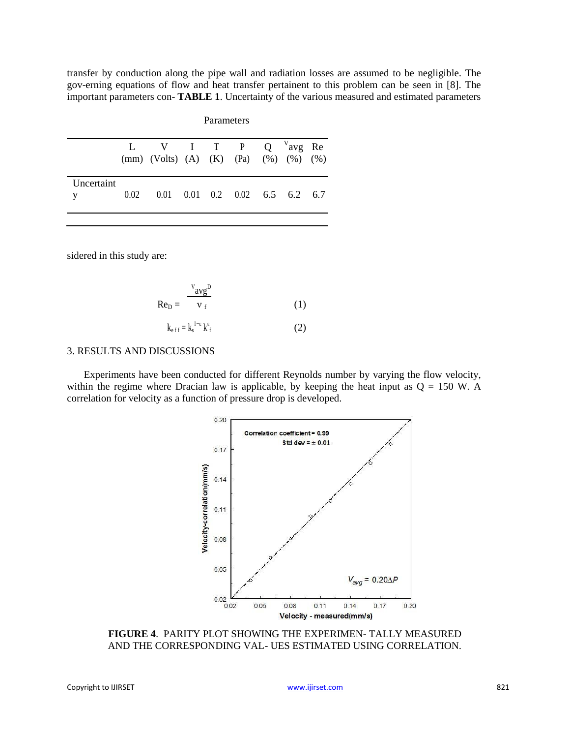transfer by conduction along the pipe wall and radiation losses are assumed to be negligible. The gov-erning equations of flow and heat transfer pertainent to this problem can be seen in [8]. The important parameters con- **TABLE 1**. Uncertainty of the various measured and estimated parameters

Parameters

| | L (mm) | V (Volts) | I (A) | T (K) | P (Pa) | Q (%) | $V_{avg}$ (%) | Re (%) |
|---|---|---|---|---|---|---|---|---|
| Uncertainty | 0.02 | 0.01 | 0.01 | 0.2 | 0.02 | 6.5 | 6.2 | 6.7 |

sidered in this study are:

$$Re_D = \frac{V_{avg} D}{\nu_f} \quad (1)$$

$$k_{eff} = k_s^{1-\varepsilon} k_f^{\varepsilon} \quad (2)$$

## 3. RESULTS AND DISCUSSIONS

Experiments have been conducted for different Reynolds number by varying the flow velocity, within the regime where Dracian law is applicable, by keeping the heat input as Q = 150 W. A correlation for velocity as a function of pressure drop is developed.

**FIGURE 4**. PARITY PLOT SHOWING THE EXPERIMEN- TALLY MEASURED AND THE CORRESPONDING VAL- UES ESTIMATED USING CORRELATION.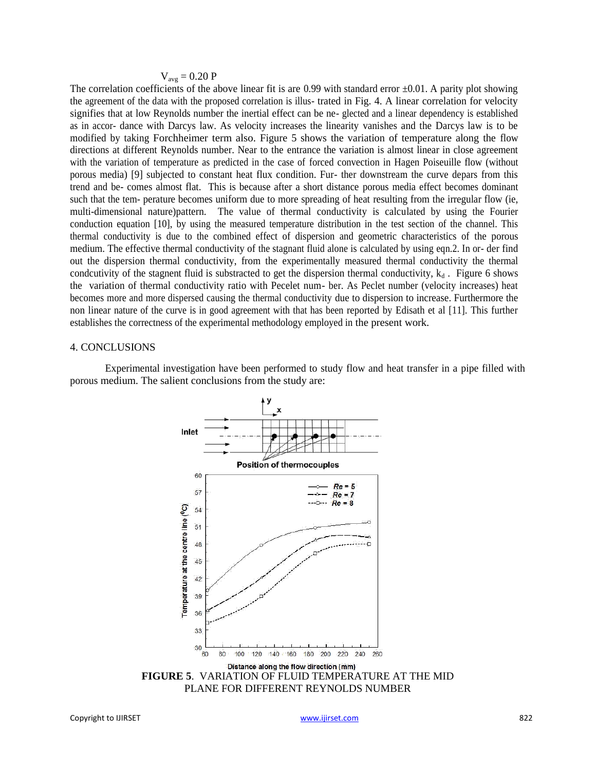$$V_{avg} = 0.20\ P$$

The correlation coefficients of the above linear fit is are 0.99 with standard error ±0.01. A parity plot showing the agreement of the data with the proposed correlation is illus- trated in Fig. 4. A linear correlation for velocity signifies that at low Reynolds number the inertial effect can be ne- glected and a linear dependency is established as in accor- dance with Darcys law. As velocity increases the linearity vanishes and the Darcys law is to be modified by taking Forchheimer term also. Figure 5 shows the variation of temperature along the flow directions at different Reynolds number. Near to the entrance the variation is almost linear in close agreement with the variation of temperature as predicted in the case of forced convection in Hagen Poiseuille flow (without porous media) [9] subjected to constant heat flux condition. Fur- ther downstream the curve depars from this trend and be- comes almost flat. This is because after a short distance porous media effect becomes dominant such that the tem- perature becomes uniform due to more spreading of heat resulting from the irregular flow (ie, multi-dimensional nature)pattern. The value of thermal conductivity is calculated by using the Fourier conduction equation [10], by using the measured temperature distribution in the test section of the channel. This thermal conductivity is due to the combined effect of dispersion and geometric characteristics of the porous medium. The effective thermal conductivity of the stagnant fluid alone is calculated by using eqn.2. In or- der find out the dispersion thermal conductivity, from the experimentally measured thermal conductivity the thermal condcutivity of the stagnent fluid is substracted to get the dispersion thermal conductivity, $k_d$ . Figure 6 shows the variation of thermal conductivity ratio with Pecelet num- ber. As Peclet number (velocity increases) heat becomes more and more dispersed causing the thermal conductivity due to dispersion to increase. Furthermore the non linear nature of the curve is in good agreement with that has been reported by Edisath et al [11]. This further establishes the correctness of the experimental methodology employed in the present work.

## 4. CONCLUSIONS

Experimental investigation have been performed to study flow and heat transfer in a pipe filled with porous medium. The salient conclusions from the study are:

**FIGURE 5**. VARIATION OF FLUID TEMPERATURE AT THE MID PLANE FOR DIFFERENT REYNOLDS NUMBER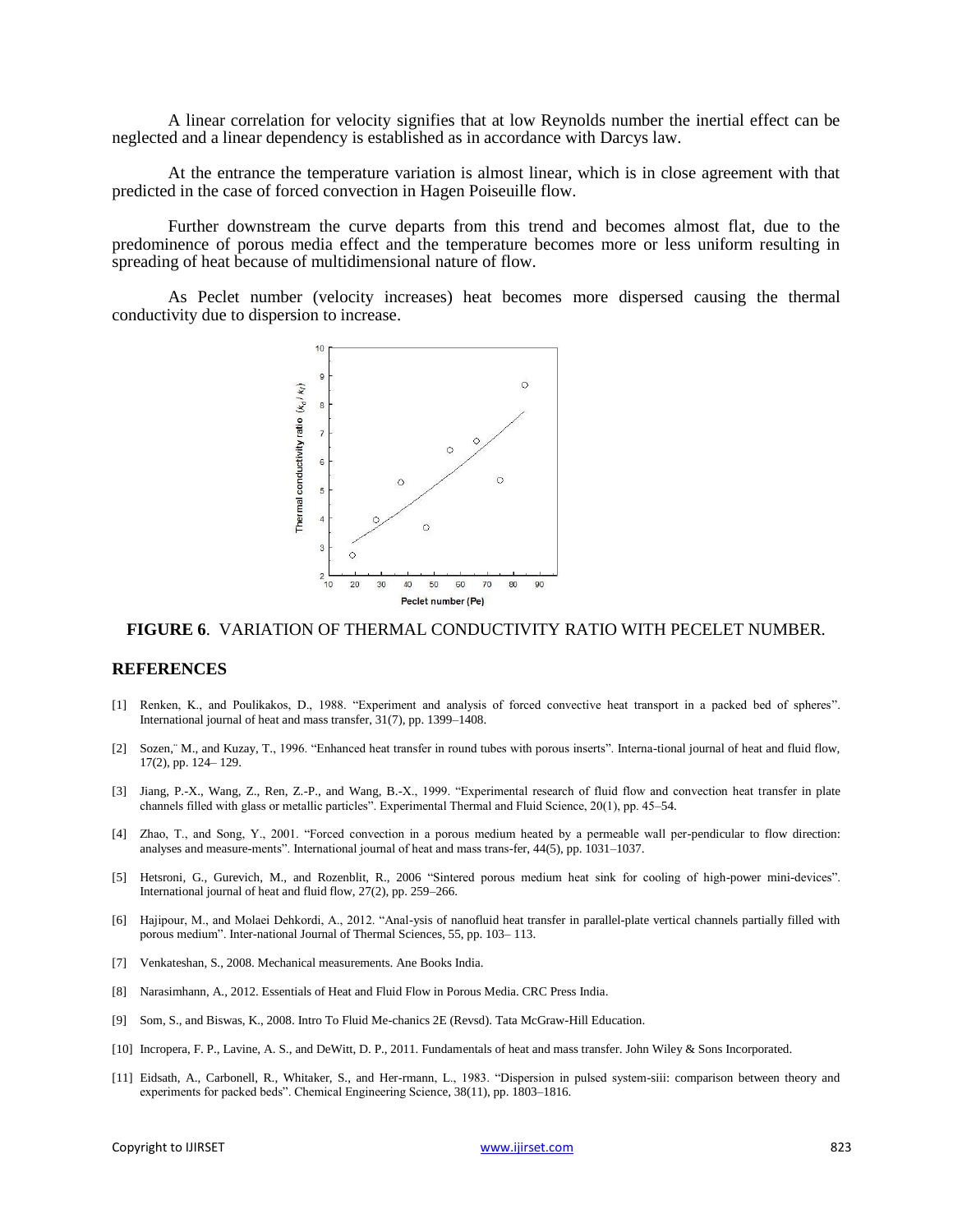A linear correlation for velocity signifies that at low Reynolds number the inertial effect can be neglected and a linear dependency is established as in accordance with Darcys law.

At the entrance the temperature variation is almost linear, which is in close agreement with that predicted in the case of forced convection in Hagen Poiseuille flow.

Further downstream the curve departs from this trend and becomes almost flat, due to the predominence of porous media effect and the temperature becomes more or less uniform resulting in spreading of heat because of multidimensional nature of flow.

As Peclet number (velocity increases) heat becomes more dispersed causing the thermal conductivity due to dispersion to increase.

Thermal conductivity ratio $(k_d / k_f)$

2
3
4
5
6
7
8
9
10

10 20 30 40 50 60 70 80 90

Peclet number (Pe)

**FIGURE 6**. VARIATION OF THERMAL CONDUCTIVITY RATIO WITH PECELET NUMBER.

## REFERENCES

[1] Renken, K., and Poulikakos, D., 1988. "Experiment and analysis of forced convective heat transport in a packed bed of spheres". International journal of heat and mass transfer, 31(7), pp. 1399–1408.

[2] Sozen,¨ M., and Kuzay, T., 1996. "Enhanced heat transfer in round tubes with porous inserts". Interna-tional journal of heat and fluid flow, 17(2), pp. 124– 129.

[3] Jiang, P.-X., Wang, Z., Ren, Z.-P., and Wang, B.-X., 1999. "Experimental research of fluid flow and convection heat transfer in plate channels filled with glass or metallic particles". Experimental Thermal and Fluid Science, 20(1), pp. 45–54.

[4] Zhao, T., and Song, Y., 2001. "Forced convection in a porous medium heated by a permeable wall per-pendicular to flow direction: analyses and measure-ments". International journal of heat and mass trans-fer, 44(5), pp. 1031–1037.

[5] Hetsroni, G., Gurevich, M., and Rozenblit, R., 2006 "Sintered porous medium heat sink for cooling of high-power mini-devices". International journal of heat and fluid flow, 27(2), pp. 259–266.

[6] Hajipour, M., and Molaei Dehkordi, A., 2012. "Anal-ysis of nanofluid heat transfer in parallel-plate vertical channels partially filled with porous medium". Inter-national Journal of Thermal Sciences, 55, pp. 103– 113.

[7] Venkateshan, S., 2008. Mechanical measurements. Ane Books India.

[8] Narasimhann, A., 2012. Essentials of Heat and Fluid Flow in Porous Media. CRC Press India.

[9] Som, S., and Biswas, K., 2008. Intro To Fluid Me-chanics 2E (Revsd). Tata McGraw-Hill Education.

[10] Incropera, F. P., Lavine, A. S., and DeWitt, D. P., 2011. Fundamentals of heat and mass transfer. John Wiley & Sons Incorporated.

[11] Eidsath, A., Carbonell, R., Whitaker, S., and Her-rmann, L., 1983. "Dispersion in pulsed system-siii: comparison between theory and experiments for packed beds". Chemical Engineering Science, 38(11), pp. 1803–1816.